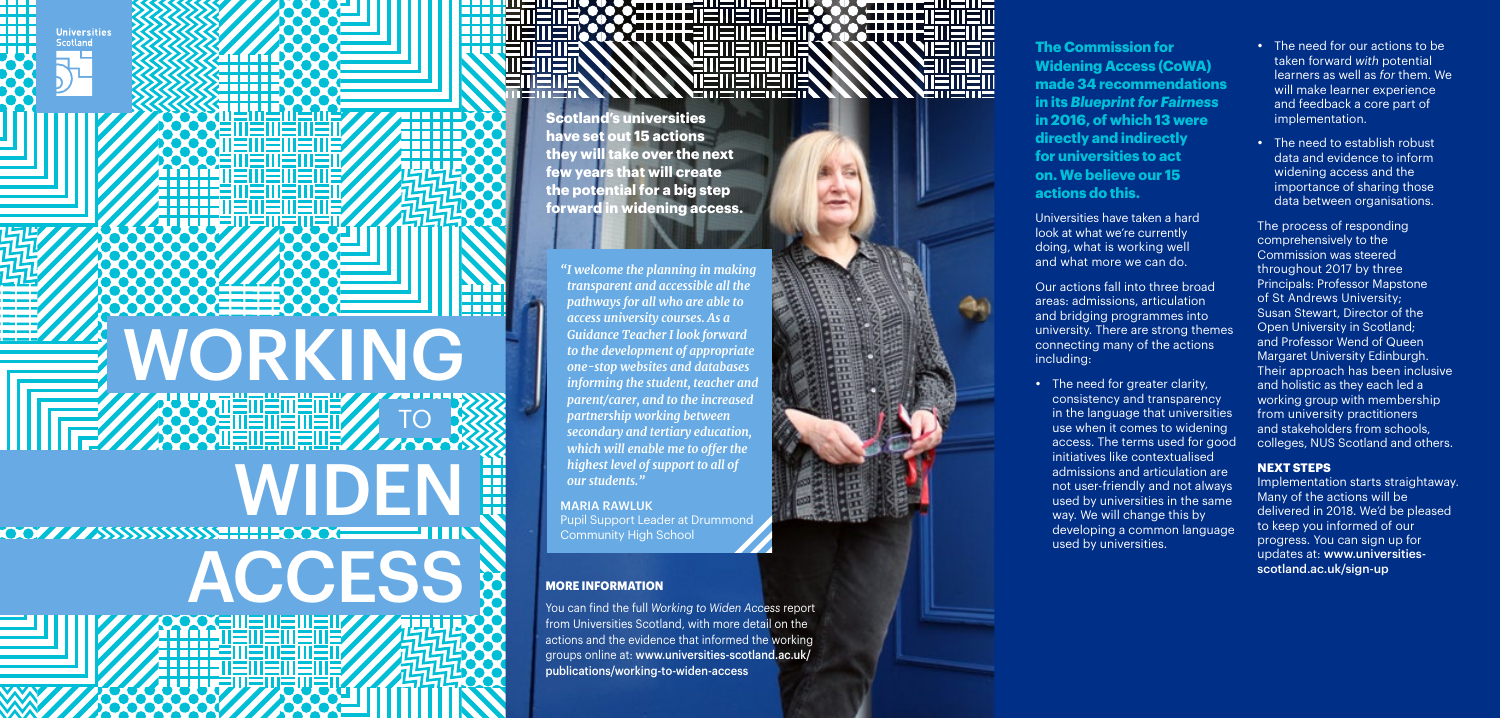Universities Scotland

# WORKING TO WIDEN ACCESS

**Scotland's universities have set out 15 actions they will take over the next few years that will create the potential for a big step forward in widening access.**

> *"I welcome the planning in making transparent and accessible all the pathways for all who are able to access university courses. As a Guidance Teacher I look forward to the development of appropriate one-stop websites and databases informing the student, teacher and parent/carer, and to the increased partnership working between secondary and tertiary education, which will enable me to offer the highest level of support to all of our students."*
>
> MARIA RAWLUK
> Pupil Support Leader at Drummond Community High School

### MORE INFORMATION

You can find the full *Working to Widen Access* report from Universities Scotland, with more detail on the actions and the evidence that informed the working groups online at: www.universities-scotland.ac.uk/publications/working-to-widen-access

**The Commission for Widening Access (CoWA) made 34 recommendations in its *Blueprint for Fairness* in 2016, of which 13 were directly and indirectly for universities to act on. We believe our 15 actions do this.**

Universities have taken a hard look at what we're currently doing, what is working well and what more we can do.

Our actions fall into three broad areas: admissions, articulation and bridging programmes into university. There are strong themes connecting many of the actions including:

- The need for greater clarity, consistency and transparency in the language that universities use when it comes to widening access. The terms used for good initiatives like contextualised admissions and articulation are not user-friendly and not always used by universities in the same way. We will change this by developing a common language used by universities.
- The need for our actions to be taken forward *with* potential learners as well as *for* them. We will make learner experience and feedback a core part of implementation.
- The need to establish robust data and evidence to inform widening access and the importance of sharing those data between organisations.

The process of responding comprehensively to the Commission was steered throughout 2017 by three Principals: Professor Mapstone of St Andrews University; Susan Stewart, Director of the Open University in Scotland; and Professor Wend of Queen Margaret University Edinburgh. Their approach has been inclusive and holistic as they each led a working group with membership from university practitioners and stakeholders from schools, colleges, NUS Scotland and others.

### NEXT STEPS

Implementation starts straightaway. Many of the actions will be delivered in 2018. We'd be pleased to keep you informed of our progress. You can sign up for updates at: www.universities-scotland.ac.uk/sign-up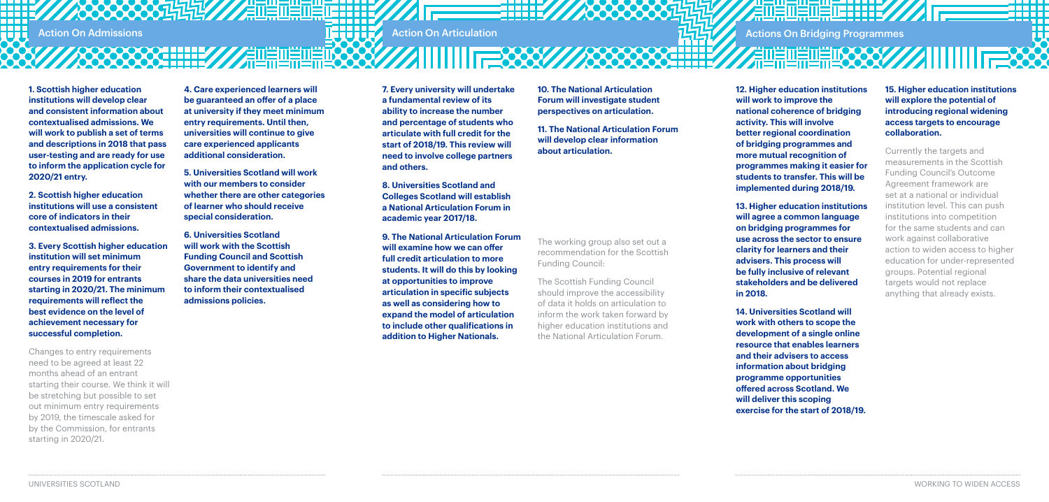## Action On Admissions

**1. Scottish higher education institutions will develop clear and consistent information about contextualised admissions. We will work to publish a set of terms and descriptions in 2018 that pass user-testing and are ready for use to inform the application cycle for 2020/21 entry.**

**2. Scottish higher education institutions will use a consistent core of indicators in their contextualised admissions.**

**3. Every Scottish higher education institution will set minimum entry requirements for their courses in 2019 for entrants starting in 2020/21. The minimum requirements will reflect the best evidence on the level of achievement necessary for successful completion.**

Changes to entry requirements need to be agreed at least 22 months ahead of an entrant starting their course. We think it will be stretching but possible to set out minimum entry requirements by 2019, the timescale asked for by the Commission, for entrants starting in 2020/21.

**4. Care experienced learners will be guaranteed an offer of a place at university if they meet minimum entry requirements. Until then, universities will continue to give care experienced applicants additional consideration.**

**5. Universities Scotland will work with our members to consider whether there are other categories of learner who should receive special consideration.**

**6. Universities Scotland will work with the Scottish Funding Council and Scottish Government to identify and share the data universities need to inform their contextualised admissions policies.**

## Action On Articulation

**7. Every university will undertake a fundamental review of its ability to increase the number and percentage of students who articulate with full credit for the start of 2018/19. This review will need to involve college partners and others.**

**8. Universities Scotland and Colleges Scotland will establish a National Articulation Forum in academic year 2017/18.**

**9. The National Articulation Forum will examine how we can offer full credit articulation to more students. It will do this by looking at opportunities to improve articulation in specific subjects as well as considering how to expand the model of articulation to include other qualifications in addition to Higher Nationals.**

**10. The National Articulation Forum will investigate student perspectives on articulation.**

**11. The National Articulation Forum will develop clear information about articulation.**

The working group also set out a recommendation for the Scottish Funding Council:

The Scottish Funding Council should improve the accessibility of data it holds on articulation to inform the work taken forward by higher education institutions and the National Articulation Forum.

## Actions On Bridging Programmes

**12. Higher education institutions will work to improve the national coherence of bridging activity. This will involve better regional coordination of bridging programmes and more mutual recognition of programmes making it easier for students to transfer. This will be implemented during 2018/19.**

**13. Higher education institutions will agree a common language on bridging programmes for use across the sector to ensure clarity for learners and their advisers. This process will be fully inclusive of relevant stakeholders and be delivered in 2018.**

**14. Universities Scotland will work with others to scope the development of a single online resource that enables learners and their advisers to access information about bridging programme opportunities offered across Scotland. We will deliver this scoping exercise for the start of 2018/19.**

**15. Higher education institutions will explore the potential of introducing regional widening access targets to encourage collaboration.**

Currently the targets and measurements in the Scottish Funding Council's Outcome Agreement framework are set at a national or individual institution level. This can push institutions into competition for the same students and can work against collaborative action to widen access to higher education for under-represented groups. Potential regional targets would not replace anything that already exists.